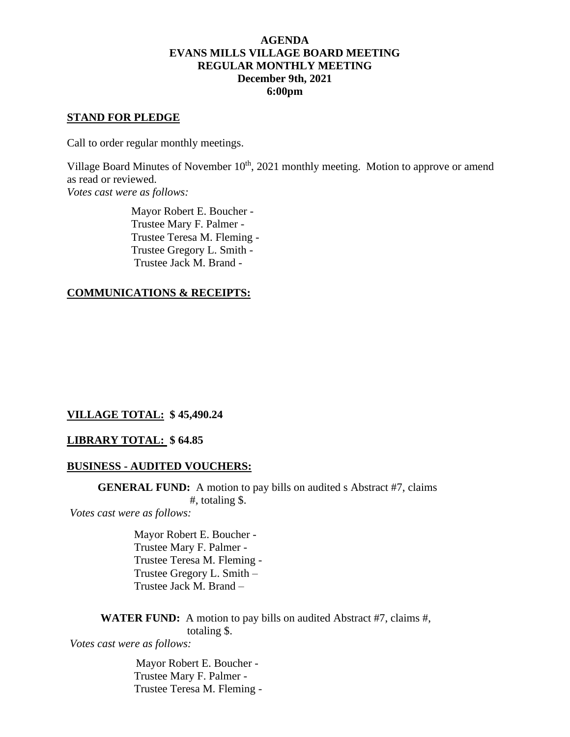**AGENDA**
**EVANS MILLS VILLAGE BOARD MEETING**
**REGULAR MONTHLY MEETING**
**December 9th, 2021**
**6:00pm**

**STAND FOR PLEDGE**

Call to order regular monthly meetings.

Village Board Minutes of November 10th, 2021 monthly meeting. Motion to approve or amend as read or reviewed.
*Votes cast were as follows:*

Mayor Robert E. Boucher -
Trustee Mary F. Palmer -
Trustee Teresa M. Fleming -
Trustee Gregory L. Smith -
Trustee Jack M. Brand -

**COMMUNICATIONS & RECEIPTS:**

**VILLAGE TOTAL: $ 45,490.24**

**LIBRARY TOTAL: $ 64.85**

**BUSINESS - AUDITED VOUCHERS:**

**GENERAL FUND:** A motion to pay bills on audited s Abstract #7, claims #, totaling $.
*Votes cast were as follows:*

Mayor Robert E. Boucher -
Trustee Mary F. Palmer -
Trustee Teresa M. Fleming -
Trustee Gregory L. Smith –
Trustee Jack M. Brand –

**WATER FUND:** A motion to pay bills on audited Abstract #7, claims #, totaling $.
*Votes cast were as follows:*

Mayor Robert E. Boucher -
Trustee Mary F. Palmer -
Trustee Teresa M. Fleming -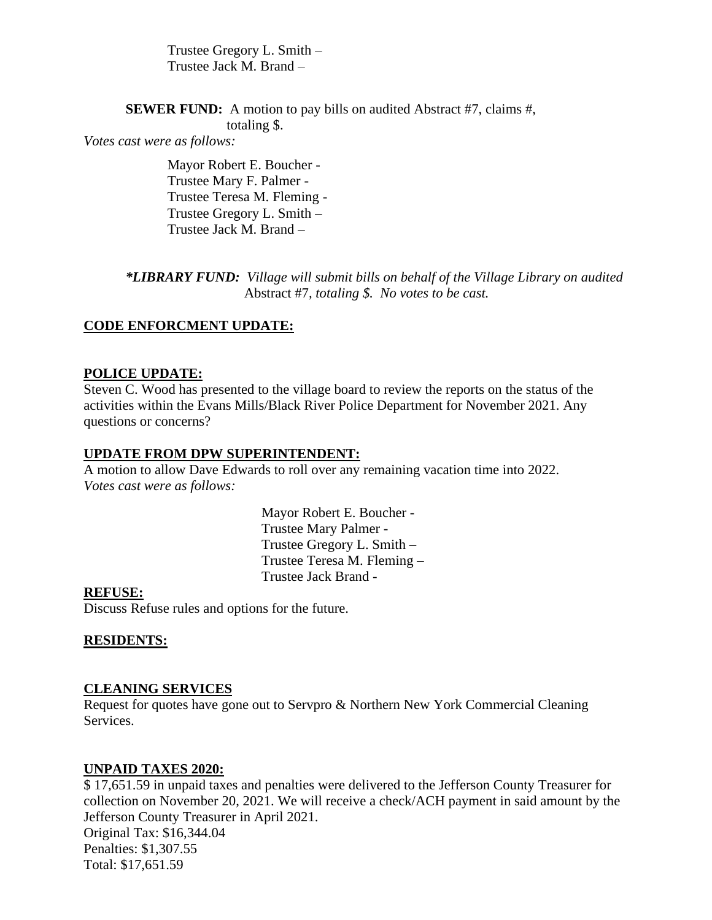Trustee Gregory L. Smith –
Trustee Jack M. Brand –

**SEWER FUND:** A motion to pay bills on audited Abstract #7, claims #, totaling $.

*Votes cast were as follows:*

Mayor Robert E. Boucher -
Trustee Mary F. Palmer -
Trustee Teresa M. Fleming -
Trustee Gregory L. Smith –
Trustee Jack M. Brand –

***LIBRARY FUND:** *Village will submit bills on behalf of the Village Library on audited* Abstract #7, *totaling $. No votes to be cast.*

## CODE ENFORCMENT UPDATE:

## POLICE UPDATE:

Steven C. Wood has presented to the village board to review the reports on the status of the activities within the Evans Mills/Black River Police Department for November 2021. Any questions or concerns?

## UPDATE FROM DPW SUPERINTENDENT:

A motion to allow Dave Edwards to roll over any remaining vacation time into 2022.

*Votes cast were as follows:*

Mayor Robert E. Boucher -
Trustee Mary Palmer -
Trustee Gregory L. Smith –
Trustee Teresa M. Fleming –
Trustee Jack Brand -

## REFUSE:

Discuss Refuse rules and options for the future.

## RESIDENTS:

## CLEANING SERVICES

Request for quotes have gone out to Servpro & Northern New York Commercial Cleaning Services.

## UNPAID TAXES 2020:

$ 17,651.59 in unpaid taxes and penalties were delivered to the Jefferson County Treasurer for collection on November 20, 2021. We will receive a check/ACH payment in said amount by the Jefferson County Treasurer in April 2021.

Original Tax: $16,344.04
Penalties: $1,307.55
Total: $17,651.59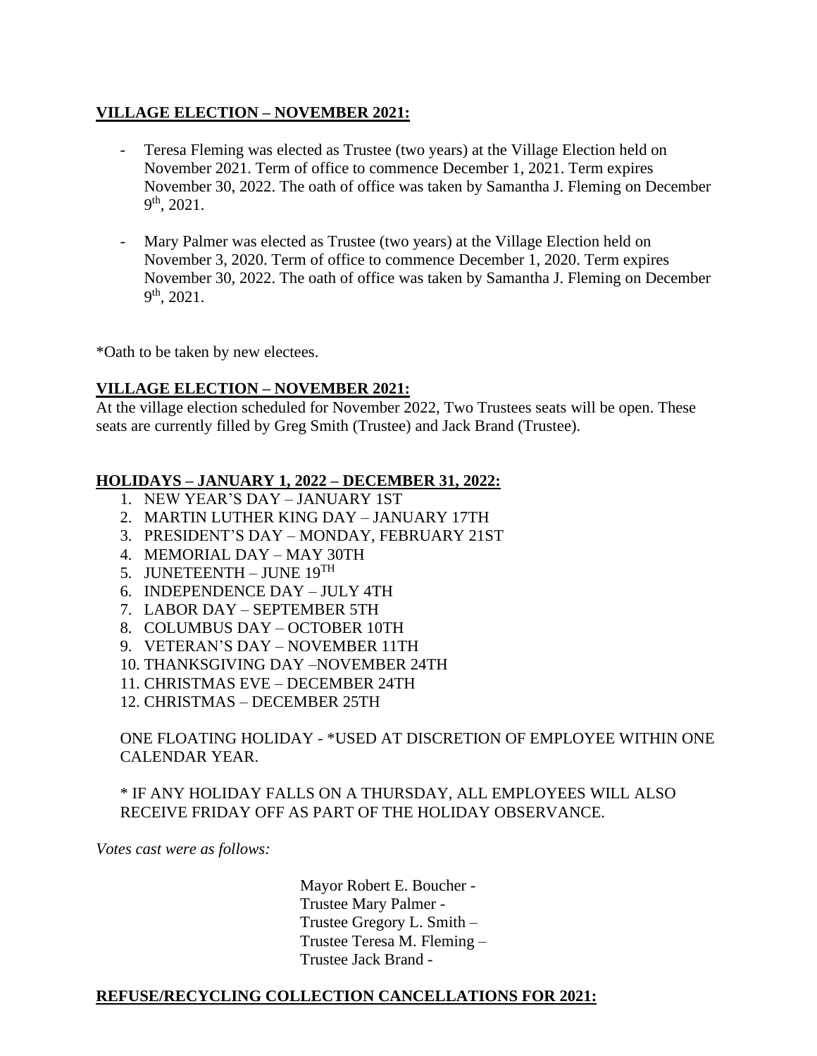**VILLAGE ELECTION – NOVEMBER 2021:**

- Teresa Fleming was elected as Trustee (two years) at the Village Election held on November 2021. Term of office to commence December 1, 2021. Term expires November 30, 2022. The oath of office was taken by Samantha J. Fleming on December 9th, 2021.

- Mary Palmer was elected as Trustee (two years) at the Village Election held on November 3, 2020. Term of office to commence December 1, 2020. Term expires November 30, 2022. The oath of office was taken by Samantha J. Fleming on December 9th, 2021.

*Oath to be taken by new electees.

**VILLAGE ELECTION – NOVEMBER 2021:**

At the village election scheduled for November 2022, Two Trustees seats will be open. These seats are currently filled by Greg Smith (Trustee) and Jack Brand (Trustee).

**HOLIDAYS – JANUARY 1, 2022 – DECEMBER 31, 2022:**

1. NEW YEAR'S DAY – JANUARY 1ST
2. MARTIN LUTHER KING DAY – JANUARY 17TH
3. PRESIDENT'S DAY – MONDAY, FEBRUARY 21ST
4. MEMORIAL DAY – MAY 30TH
5. JUNETEENTH – JUNE 19TH
6. INDEPENDENCE DAY – JULY 4TH
7. LABOR DAY – SEPTEMBER 5TH
8. COLUMBUS DAY – OCTOBER 10TH
9. VETERAN'S DAY – NOVEMBER 11TH
10. THANKSGIVING DAY –NOVEMBER 24TH
11. CHRISTMAS EVE – DECEMBER 24TH
12. CHRISTMAS – DECEMBER 25TH

ONE FLOATING HOLIDAY - *USED AT DISCRETION OF EMPLOYEE WITHIN ONE CALENDAR YEAR.

* IF ANY HOLIDAY FALLS ON A THURSDAY, ALL EMPLOYEES WILL ALSO RECEIVE FRIDAY OFF AS PART OF THE HOLIDAY OBSERVANCE.

*Votes cast were as follows:*

Mayor Robert E. Boucher -
Trustee Mary Palmer -
Trustee Gregory L. Smith –
Trustee Teresa M. Fleming –
Trustee Jack Brand -

**REFUSE/RECYCLING COLLECTION CANCELLATIONS FOR 2021:**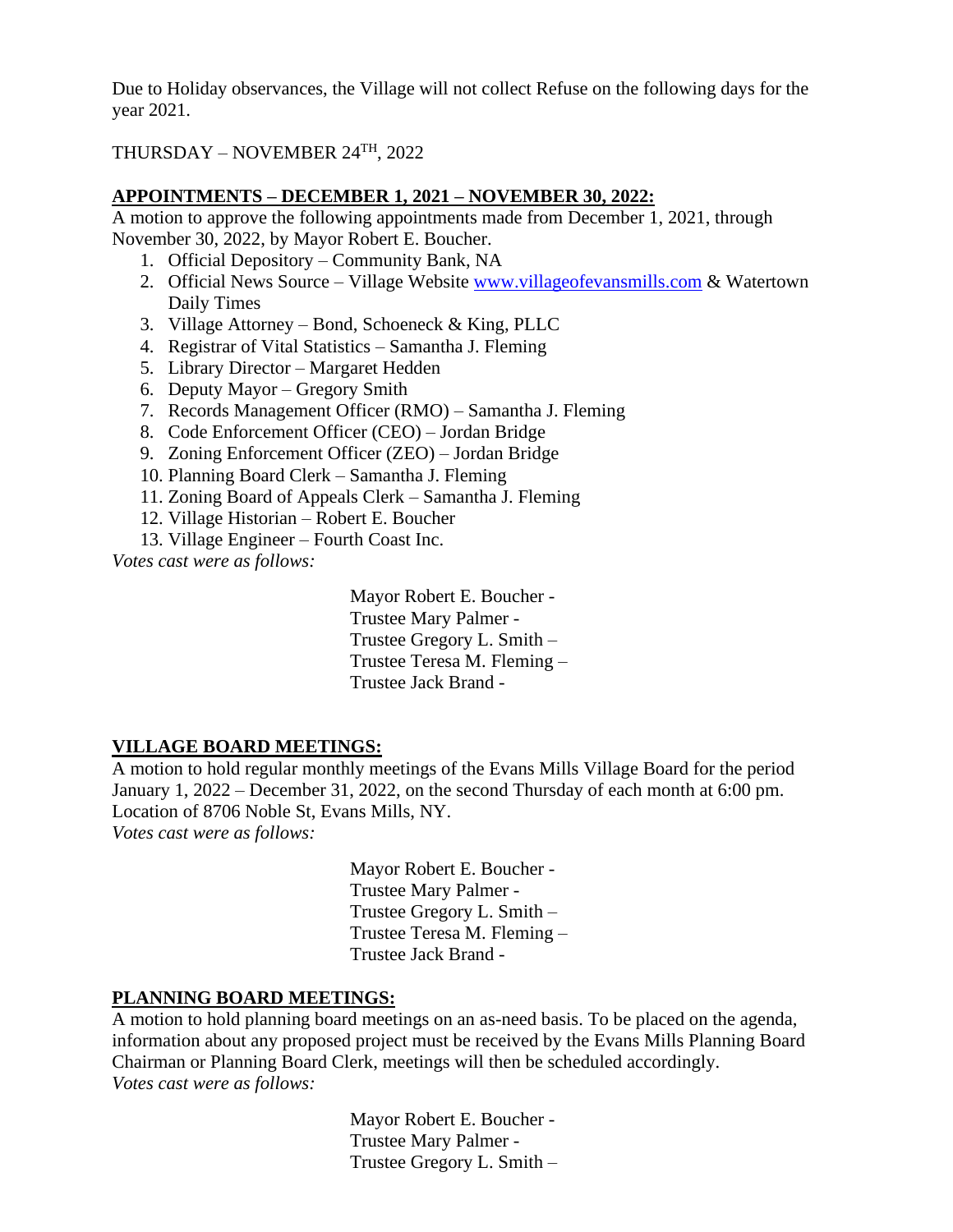Due to Holiday observances, the Village will not collect Refuse on the following days for the year 2021.

THURSDAY – NOVEMBER 24$^{TH}$, 2022

**APPOINTMENTS – DECEMBER 1, 2021 – NOVEMBER 30, 2022:**

A motion to approve the following appointments made from December 1, 2021, through November 30, 2022, by Mayor Robert E. Boucher.

1. Official Depository – Community Bank, NA
2. Official News Source – Village Website www.villageofevansmills.com & Watertown Daily Times
3. Village Attorney – Bond, Schoeneck & King, PLLC
4. Registrar of Vital Statistics – Samantha J. Fleming
5. Library Director – Margaret Hedden
6. Deputy Mayor – Gregory Smith
7. Records Management Officer (RMO) – Samantha J. Fleming
8. Code Enforcement Officer (CEO) – Jordan Bridge
9. Zoning Enforcement Officer (ZEO) – Jordan Bridge
10. Planning Board Clerk – Samantha J. Fleming
11. Zoning Board of Appeals Clerk – Samantha J. Fleming
12. Village Historian – Robert E. Boucher
13. Village Engineer – Fourth Coast Inc.

*Votes cast were as follows:*

Mayor Robert E. Boucher -
Trustee Mary Palmer -
Trustee Gregory L. Smith –
Trustee Teresa M. Fleming –
Trustee Jack Brand -

**VILLAGE BOARD MEETINGS:**

A motion to hold regular monthly meetings of the Evans Mills Village Board for the period January 1, 2022 – December 31, 2022, on the second Thursday of each month at 6:00 pm. Location of 8706 Noble St, Evans Mills, NY.

*Votes cast were as follows:*

Mayor Robert E. Boucher -
Trustee Mary Palmer -
Trustee Gregory L. Smith –
Trustee Teresa M. Fleming –
Trustee Jack Brand -

**PLANNING BOARD MEETINGS:**

A motion to hold planning board meetings on an as-need basis. To be placed on the agenda, information about any proposed project must be received by the Evans Mills Planning Board Chairman or Planning Board Clerk, meetings will then be scheduled accordingly.

*Votes cast were as follows:*

Mayor Robert E. Boucher -
Trustee Mary Palmer -
Trustee Gregory L. Smith –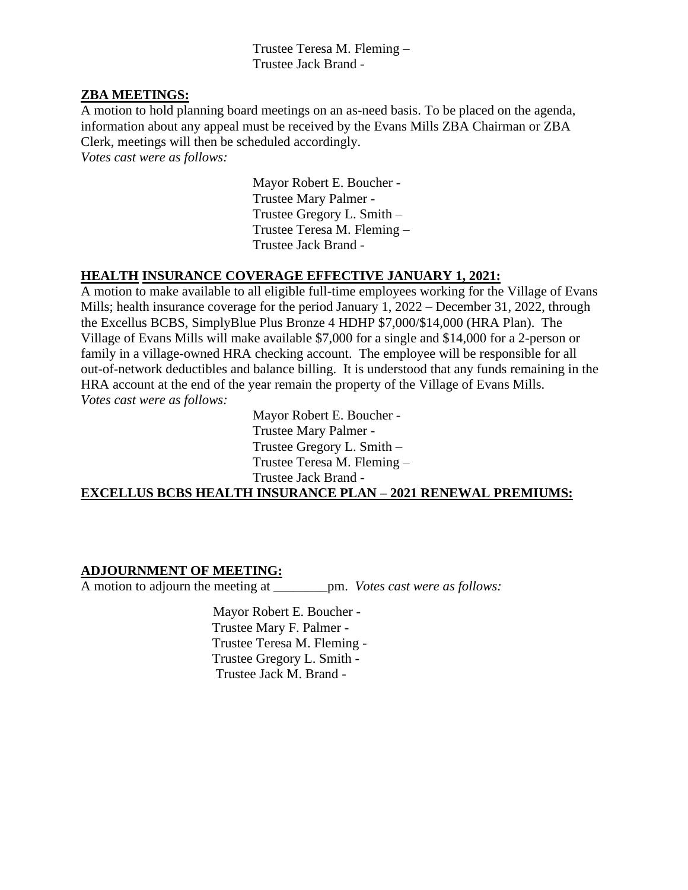Trustee Teresa M. Fleming –
Trustee Jack Brand -

**ZBA MEETINGS:**

A motion to hold planning board meetings on an as-need basis. To be placed on the agenda, information about any appeal must be received by the Evans Mills ZBA Chairman or ZBA Clerk, meetings will then be scheduled accordingly.
*Votes cast were as follows:*

Mayor Robert E. Boucher -
Trustee Mary Palmer -
Trustee Gregory L. Smith –
Trustee Teresa M. Fleming –
Trustee Jack Brand -

**HEALTH INSURANCE COVERAGE EFFECTIVE JANUARY 1, 2021:**

A motion to make available to all eligible full-time employees working for the Village of Evans Mills; health insurance coverage for the period January 1, 2022 – December 31, 2022, through the Excellus BCBS, SimplyBlue Plus Bronze 4 HDHP $7,000/$14,000 (HRA Plan). The Village of Evans Mills will make available $7,000 for a single and $14,000 for a 2-person or family in a village-owned HRA checking account. The employee will be responsible for all out-of-network deductibles and balance billing. It is understood that any funds remaining in the HRA account at the end of the year remain the property of the Village of Evans Mills.
*Votes cast were as follows:*

Mayor Robert E. Boucher -
Trustee Mary Palmer -
Trustee Gregory L. Smith –
Trustee Teresa M. Fleming –
Trustee Jack Brand -

**EXCELLUS BCBS HEALTH INSURANCE PLAN – 2021 RENEWAL PREMIUMS:**

**ADJOURNMENT OF MEETING:**

A motion to adjourn the meeting at ________pm. *Votes cast were as follows:*

Mayor Robert E. Boucher -
Trustee Mary F. Palmer -
Trustee Teresa M. Fleming -
Trustee Gregory L. Smith -
Trustee Jack M. Brand -